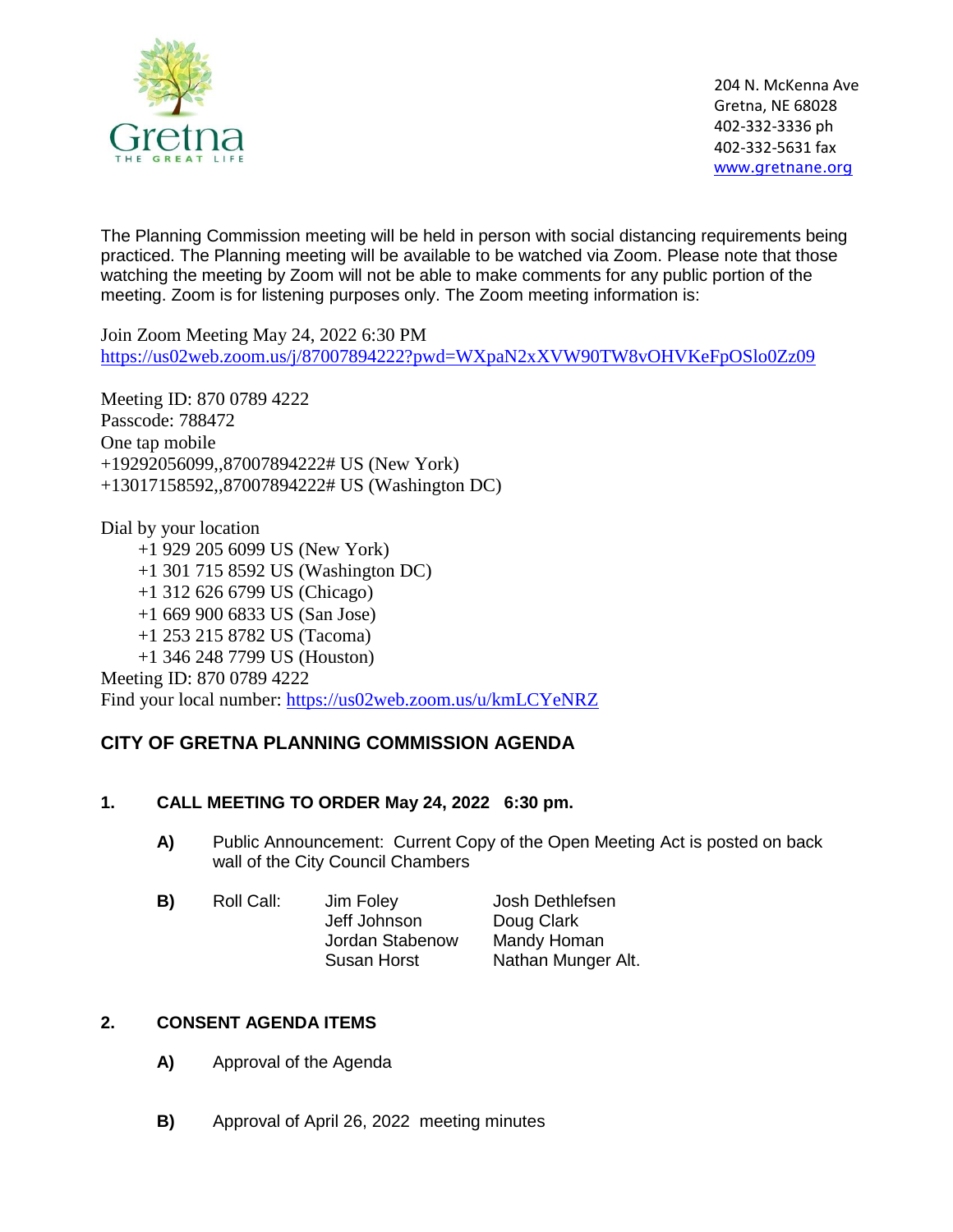Gretna
THE GREAT LIFE

204 N. McKenna Ave
Gretna, NE 68028
402-332-3336 ph
402-332-5631 fax
www.gretnane.org

The Planning Commission meeting will be held in person with social distancing requirements being practiced. The Planning meeting will be available to be watched via Zoom. Please note that those watching the meeting by Zoom will not be able to make comments for any public portion of the meeting. Zoom is for listening purposes only. The Zoom meeting information is:

Join Zoom Meeting May 24, 2022 6:30 PM
https://us02web.zoom.us/j/87007894222?pwd=WXpaN2xXVW90TW8vOHVKeFpOSlo0Zz09

Meeting ID: 870 0789 4222
Passcode: 788472
One tap mobile
+19292056099,,87007894222# US (New York)
+13017158592,,87007894222# US (Washington DC)

Dial by your location
+1 929 205 6099 US (New York)
+1 301 715 8592 US (Washington DC)
+1 312 626 6799 US (Chicago)
+1 669 900 6833 US (San Jose)
+1 253 215 8782 US (Tacoma)
+1 346 248 7799 US (Houston)
Meeting ID: 870 0789 4222
Find your local number: https://us02web.zoom.us/u/kmLCYeNRZ

## CITY OF GRETNA PLANNING COMMISSION AGENDA

**1. CALL MEETING TO ORDER May 24, 2022 6:30 pm.**

**A)** Public Announcement: Current Copy of the Open Meeting Act is posted on back wall of the City Council Chambers

**B)** Roll Call:

| | |
|---|---|
| Jim Foley | Josh Dethlefsen |
| Jeff Johnson | Doug Clark |
| Jordan Stabenow | Mandy Homan |
| Susan Horst | Nathan Munger Alt. |

**2. CONSENT AGENDA ITEMS**

**A)** Approval of the Agenda

**B)** Approval of April 26, 2022 meeting minutes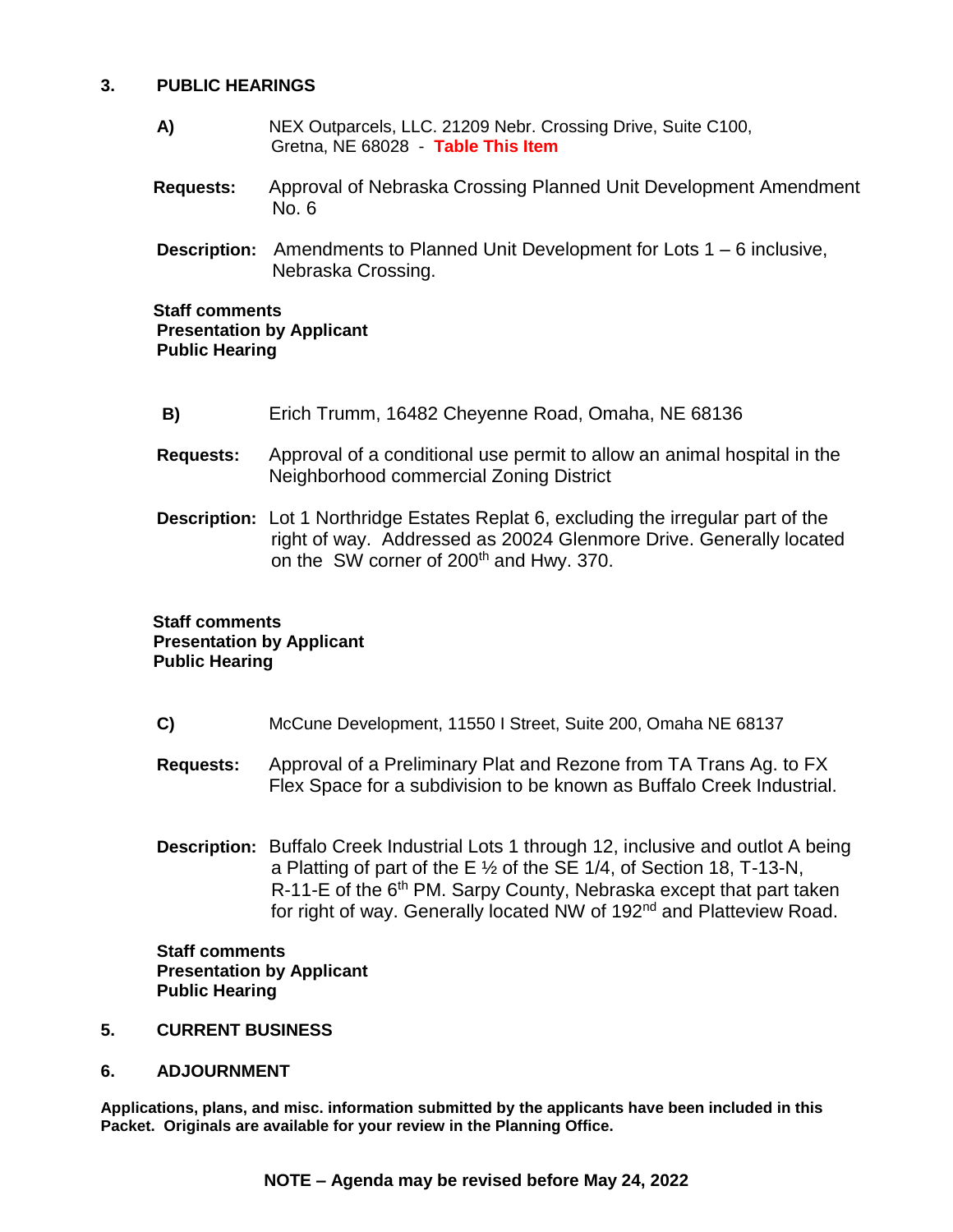## 3. PUBLIC HEARINGS

**A)** NEX Outparcels, LLC. 21209 Nebr. Crossing Drive, Suite C100, Gretna, NE 68028 - **Table This Item**

**Requests:** Approval of Nebraska Crossing Planned Unit Development Amendment No. 6

**Description:** Amendments to Planned Unit Development for Lots 1 – 6 inclusive, Nebraska Crossing.

**Staff comments**
**Presentation by Applicant**
**Public Hearing**

**B)** Erich Trumm, 16482 Cheyenne Road, Omaha, NE 68136

**Requests:** Approval of a conditional use permit to allow an animal hospital in the Neighborhood commercial Zoning District

**Description:** Lot 1 Northridge Estates Replat 6, excluding the irregular part of the right of way. Addressed as 20024 Glenmore Drive. Generally located on the SW corner of 200th and Hwy. 370.

**Staff comments**
**Presentation by Applicant**
**Public Hearing**

**C)** McCune Development, 11550 I Street, Suite 200, Omaha NE 68137

**Requests:** Approval of a Preliminary Plat and Rezone from TA Trans Ag. to FX Flex Space for a subdivision to be known as Buffalo Creek Industrial.

**Description:** Buffalo Creek Industrial Lots 1 through 12, inclusive and outlot A being a Platting of part of the E ½ of the SE 1/4, of Section 18, T-13-N, R-11-E of the 6th PM. Sarpy County, Nebraska except that part taken for right of way. Generally located NW of 192nd and Platteview Road.

**Staff comments**
**Presentation by Applicant**
**Public Hearing**

## 5. CURRENT BUSINESS

## 6. ADJOURNMENT

**Applications, plans, and misc. information submitted by the applicants have been included in this Packet. Originals are available for your review in the Planning Office.**

**NOTE – Agenda may be revised before May 24, 2022**